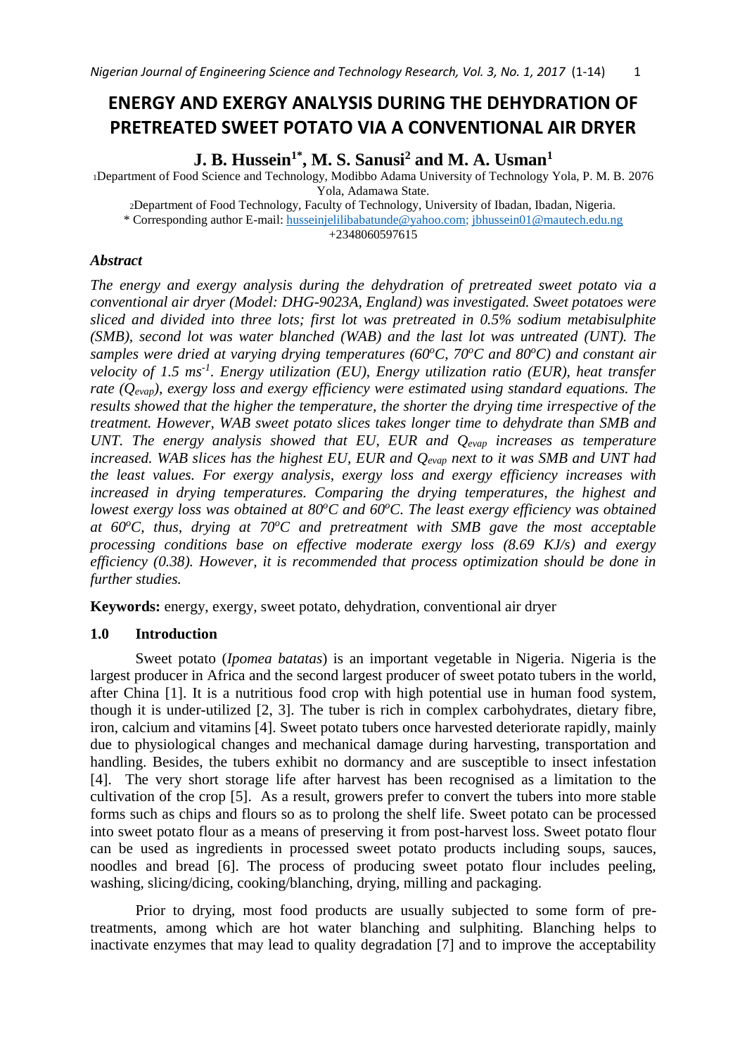# ENERGY AND EXERGY ANALYSIS DURING THE DEHYDRATION OF PRETREATED SWEET POTATO VIA A CONVENTIONAL AIR DRYER

**J. B. Hussein[1*], M. S. Sanusi[2] and M. A. Usman[1]**

[1]Department of Food Science and Technology, Modibbo Adama University of Technology Yola, P. M. B. 2076 Yola, Adamawa State.

[2]Department of Food Technology, Faculty of Technology, University of Ibadan, Ibadan, Nigeria.

\* Corresponding author E-mail: husseinjelilibabatunde@yahoo.com; jbhussein01@mautech.edu.ng

+2348060597615

### *Abstract*

*The energy and exergy analysis during the dehydration of pretreated sweet potato via a conventional air dryer (Model: DHG-9023A, England) was investigated. Sweet potatoes were sliced and divided into three lots; first lot was pretreated in 0.5% sodium metabisulphite (SMB), second lot was water blanched (WAB) and the last lot was untreated (UNT). The samples were dried at varying drying temperatures (60$^o$C, 70$^o$C and 80$^o$C) and constant air velocity of 1.5 ms$^{-1}$. Energy utilization (EU), Energy utilization ratio (EUR), heat transfer rate ($Q_{evap}$), exergy loss and exergy efficiency were estimated using standard equations. The results showed that the higher the temperature, the shorter the drying time irrespective of the treatment. However, WAB sweet potato slices takes longer time to dehydrate than SMB and UNT. The energy analysis showed that EU, EUR and $Q_{evap}$ increases as temperature increased. WAB slices has the highest EU, EUR and $Q_{evap}$ next to it was SMB and UNT had the least values. For exergy analysis, exergy loss and exergy efficiency increases with increased in drying temperatures. Comparing the drying temperatures, the highest and lowest exergy loss was obtained at 80$^o$C and 60$^o$C. The least exergy efficiency was obtained at 60$^o$C, thus, drying at 70$^o$C and pretreatment with SMB gave the most acceptable processing conditions base on effective moderate exergy loss (8.69 KJ/s) and exergy efficiency (0.38). However, it is recommended that process optimization should be done in further studies.*

**Keywords:** energy, exergy, sweet potato, dehydration, conventional air dryer

## 1.0 Introduction

Sweet potato (*Ipomea batatas*) is an important vegetable in Nigeria. Nigeria is the largest producer in Africa and the second largest producer of sweet potato tubers in the world, after China [1]. It is a nutritious food crop with high potential use in human food system, though it is under-utilized [2, 3]. The tuber is rich in complex carbohydrates, dietary fibre, iron, calcium and vitamins [4]. Sweet potato tubers once harvested deteriorate rapidly, mainly due to physiological changes and mechanical damage during harvesting, transportation and handling. Besides, the tubers exhibit no dormancy and are susceptible to insect infestation [4]. The very short storage life after harvest has been recognised as a limitation to the cultivation of the crop [5]. As a result, growers prefer to convert the tubers into more stable forms such as chips and flours so as to prolong the shelf life. Sweet potato can be processed into sweet potato flour as a means of preserving it from post-harvest loss. Sweet potato flour can be used as ingredients in processed sweet potato products including soups, sauces, noodles and bread [6]. The process of producing sweet potato flour includes peeling, washing, slicing/dicing, cooking/blanching, drying, milling and packaging.

Prior to drying, most food products are usually subjected to some form of pre-treatments, among which are hot water blanching and sulphiting. Blanching helps to inactivate enzymes that may lead to quality degradation [7] and to improve the acceptability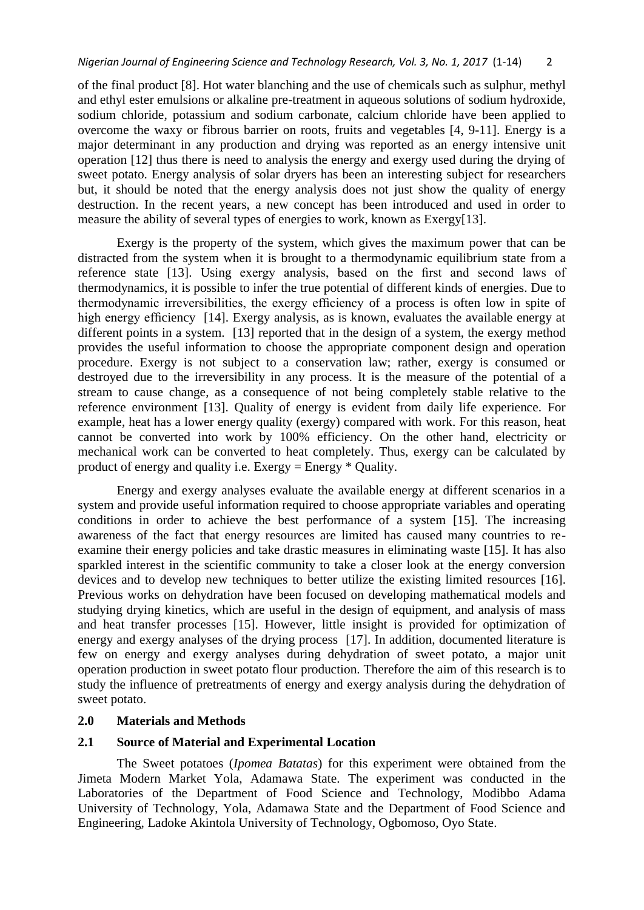of the final product [8]. Hot water blanching and the use of chemicals such as sulphur, methyl and ethyl ester emulsions or alkaline pre-treatment in aqueous solutions of sodium hydroxide, sodium chloride, potassium and sodium carbonate, calcium chloride have been applied to overcome the waxy or fibrous barrier on roots, fruits and vegetables [4, 9-11]. Energy is a major determinant in any production and drying was reported as an energy intensive unit operation [12] thus there is need to analysis the energy and exergy used during the drying of sweet potato. Energy analysis of solar dryers has been an interesting subject for researchers but, it should be noted that the energy analysis does not just show the quality of energy destruction. In the recent years, a new concept has been introduced and used in order to measure the ability of several types of energies to work, known as Exergy[13].

Exergy is the property of the system, which gives the maximum power that can be distracted from the system when it is brought to a thermodynamic equilibrium state from a reference state [13]. Using exergy analysis, based on the first and second laws of thermodynamics, it is possible to infer the true potential of different kinds of energies. Due to thermodynamic irreversibilities, the exergy efficiency of a process is often low in spite of high energy efficiency [14]. Exergy analysis, as is known, evaluates the available energy at different points in a system. [13] reported that in the design of a system, the exergy method provides the useful information to choose the appropriate component design and operation procedure. Exergy is not subject to a conservation law; rather, exergy is consumed or destroyed due to the irreversibility in any process. It is the measure of the potential of a stream to cause change, as a consequence of not being completely stable relative to the reference environment [13]. Quality of energy is evident from daily life experience. For example, heat has a lower energy quality (exergy) compared with work. For this reason, heat cannot be converted into work by 100% efficiency. On the other hand, electricity or mechanical work can be converted to heat completely. Thus, exergy can be calculated by product of energy and quality i.e. Exergy = Energy * Quality.

Energy and exergy analyses evaluate the available energy at different scenarios in a system and provide useful information required to choose appropriate variables and operating conditions in order to achieve the best performance of a system [15]. The increasing awareness of the fact that energy resources are limited has caused many countries to re-examine their energy policies and take drastic measures in eliminating waste [15]. It has also sparkled interest in the scientific community to take a closer look at the energy conversion devices and to develop new techniques to better utilize the existing limited resources [16]. Previous works on dehydration have been focused on developing mathematical models and studying drying kinetics, which are useful in the design of equipment, and analysis of mass and heat transfer processes [15]. However, little insight is provided for optimization of energy and exergy analyses of the drying process [17]. In addition, documented literature is few on energy and exergy analyses during dehydration of sweet potato, a major unit operation production in sweet potato flour production. Therefore the aim of this research is to study the influence of pretreatments of energy and exergy analysis during the dehydration of sweet potato.

## 2.0 Materials and Methods

### 2.1 Source of Material and Experimental Location

The Sweet potatoes (*Ipomea Batatas*) for this experiment were obtained from the Jimeta Modern Market Yola, Adamawa State. The experiment was conducted in the Laboratories of the Department of Food Science and Technology, Modibbo Adama University of Technology, Yola, Adamawa State and the Department of Food Science and Engineering, Ladoke Akintola University of Technology, Ogbomoso, Oyo State.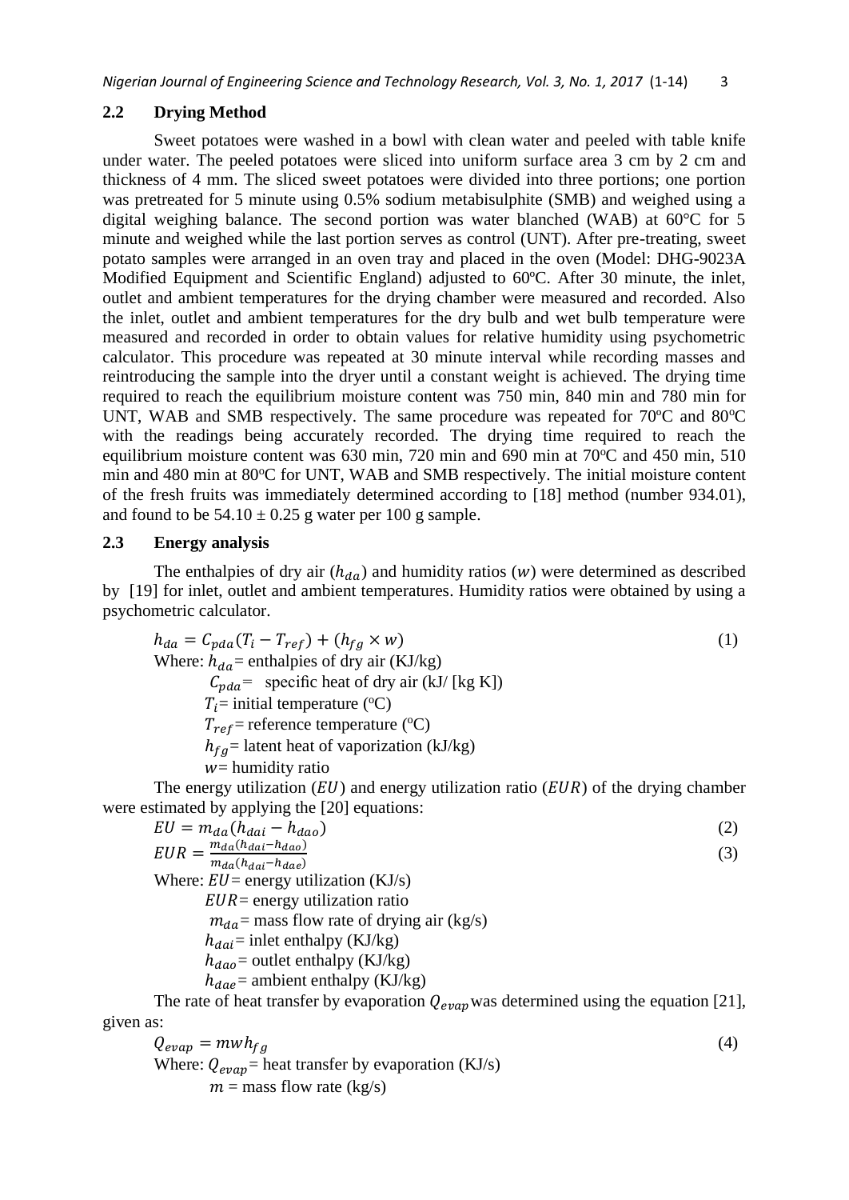### 2.2 Drying Method

Sweet potatoes were washed in a bowl with clean water and peeled with table knife under water. The peeled potatoes were sliced into uniform surface area 3 cm by 2 cm and thickness of 4 mm. The sliced sweet potatoes were divided into three portions; one portion was pretreated for 5 minute using 0.5% sodium metabisulphite (SMB) and weighed using a digital weighing balance. The second portion was water blanched (WAB) at 60°C for 5 minute and weighed while the last portion serves as control (UNT). After pre-treating, sweet potato samples were arranged in an oven tray and placed in the oven (Model: DHG-9023A Modified Equipment and Scientific England) adjusted to 60ºC. After 30 minute, the inlet, outlet and ambient temperatures for the drying chamber were measured and recorded. Also the inlet, outlet and ambient temperatures for the dry bulb and wet bulb temperature were measured and recorded in order to obtain values for relative humidity using psychometric calculator. This procedure was repeated at 30 minute interval while recording masses and reintroducing the sample into the dryer until a constant weight is achieved. The drying time required to reach the equilibrium moisture content was 750 min, 840 min and 780 min for UNT, WAB and SMB respectively. The same procedure was repeated for 70ºC and 80ºC with the readings being accurately recorded. The drying time required to reach the equilibrium moisture content was 630 min, 720 min and 690 min at 70ºC and 450 min, 510 min and 480 min at 80ºC for UNT, WAB and SMB respectively. The initial moisture content of the fresh fruits was immediately determined according to [18] method (number 934.01), and found to be 54.10 ± 0.25 g water per 100 g sample.

### 2.3 Energy analysis

The enthalpies of dry air ($h_{da}$) and humidity ratios ($w$) were determined as described by [19] for inlet, outlet and ambient temperatures. Humidity ratios were obtained by using a psychometric calculator.

$$h_{da} = C_{pda}(T_i - T_{ref}) + (h_{fg} \times w) \tag{1}$$

Where: $h_{da}$ = enthalpies of dry air (KJ/kg)

$C_{pda}$ = specific heat of dry air (kJ/ [kg K])

$T_i$ = initial temperature (ºC)

$T_{ref}$ = reference temperature (ºC)

$h_{fg}$ = latent heat of vaporization (kJ/kg)

$w$ = humidity ratio

The energy utilization ($EU$) and energy utilization ratio ($EUR$) of the drying chamber were estimated by applying the [20] equations:

$$EU = m_{da}(h_{dai} - h_{dao}) \tag{2}$$

$$EUR = \frac{m_{da}(h_{dai} - h_{dao})}{m_{da}(h_{dai} - h_{dae})} \tag{3}$$

Where: $EU$ = energy utilization (KJ/s)

$EUR$ = energy utilization ratio

$m_{da}$ = mass flow rate of drying air (kg/s)

$h_{dai}$ = inlet enthalpy (KJ/kg)

$h_{dao}$ = outlet enthalpy (KJ/kg)

$h_{dae}$ = ambient enthalpy (KJ/kg)

The rate of heat transfer by evaporation $Q_{evap}$ was determined using the equation [21], given as:

$$Q_{evap} = mwh_{fg} \tag{4}$$

Where: $Q_{evap}$ = heat transfer by evaporation (KJ/s)

$m$ = mass flow rate (kg/s)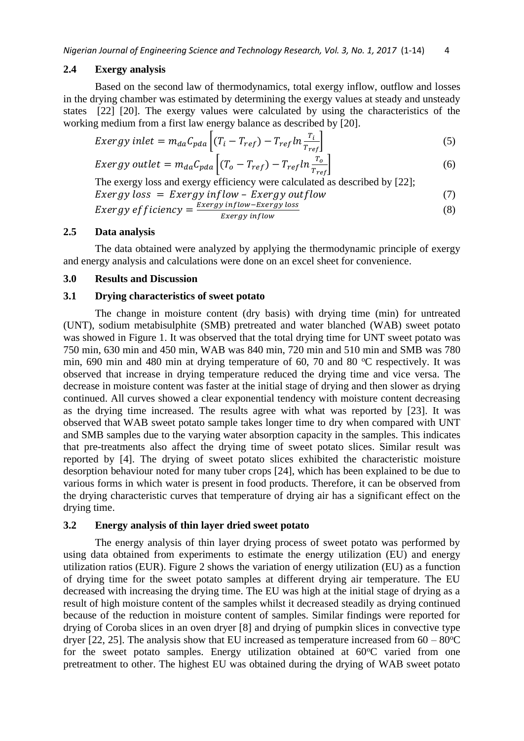## 2.4 Exergy analysis

Based on the second law of thermodynamics, total exergy inflow, outflow and losses in the drying chamber was estimated by determining the exergy values at steady and unsteady states [22] [20]. The exergy values were calculated by using the characteristics of the working medium from a first law energy balance as described by [20].

$$Exergy\ inlet = m_{da}C_{pda}\left[(T_i - T_{ref}) - T_{ref}\ln\frac{T_i}{T_{ref}}\right] \tag{5}$$

$$Exergy\ outlet = m_{da}C_{pda}\left[(T_o - T_{ref}) - T_{ref}\ln\frac{T_o}{T_{ref}}\right] \tag{6}$$

The exergy loss and exergy efficiency were calculated as described by [22];

$$Exergy\ loss = Exergy\ inflow - Exergy\ outflow \tag{7}$$

$$Exergy\ efficiency = \frac{Exergy\ inflow - Exergy\ loss}{Exergy\ inflow} \tag{8}$$

## 2.5 Data analysis

The data obtained were analyzed by applying the thermodynamic principle of exergy and energy analysis and calculations were done on an excel sheet for convenience.

# 3.0 Results and Discussion

## 3.1 Drying characteristics of sweet potato

The change in moisture content (dry basis) with drying time (min) for untreated (UNT), sodium metabisulphite (SMB) pretreated and water blanched (WAB) sweet potato was showed in Figure 1. It was observed that the total drying time for UNT sweet potato was 750 min, 630 min and 450 min, WAB was 840 min, 720 min and 510 min and SMB was 780 min, 690 min and 480 min at drying temperature of 60, 70 and 80 $^oC$ respectively. It was observed that increase in drying temperature reduced the drying time and vice versa. The decrease in moisture content was faster at the initial stage of drying and then slower as drying continued. All curves showed a clear exponential tendency with moisture content decreasing as the drying time increased. The results agree with what was reported by [23]. It was observed that WAB sweet potato sample takes longer time to dry when compared with UNT and SMB samples due to the varying water absorption capacity in the samples. This indicates that pre-treatments also affect the drying time of sweet potato slices. Similar result was reported by [4]. The drying of sweet potato slices exhibited the characteristic moisture desorption behaviour noted for many tuber crops [24], which has been explained to be due to various forms in which water is present in food products. Therefore, it can be observed from the drying characteristic curves that temperature of drying air has a significant effect on the drying time.

## 3.2 Energy analysis of thin layer dried sweet potato

The energy analysis of thin layer drying process of sweet potato was performed by using data obtained from experiments to estimate the energy utilization (EU) and energy utilization ratios (EUR). Figure 2 shows the variation of energy utilization (EU) as a function of drying time for the sweet potato samples at different drying air temperature. The EU decreased with increasing the drying time. The EU was high at the initial stage of drying as a result of high moisture content of the samples whilst it decreased steadily as drying continued because of the reduction in moisture content of samples. Similar findings were reported for drying of Coroba slices in an oven dryer [8] and drying of pumpkin slices in convective type dryer [22, 25]. The analysis show that EU increased as temperature increased from 60 – 80$^oC$ for the sweet potato samples. Energy utilization obtained at 60$^oC$ varied from one pretreatment to other. The highest EU was obtained during the drying of WAB sweet potato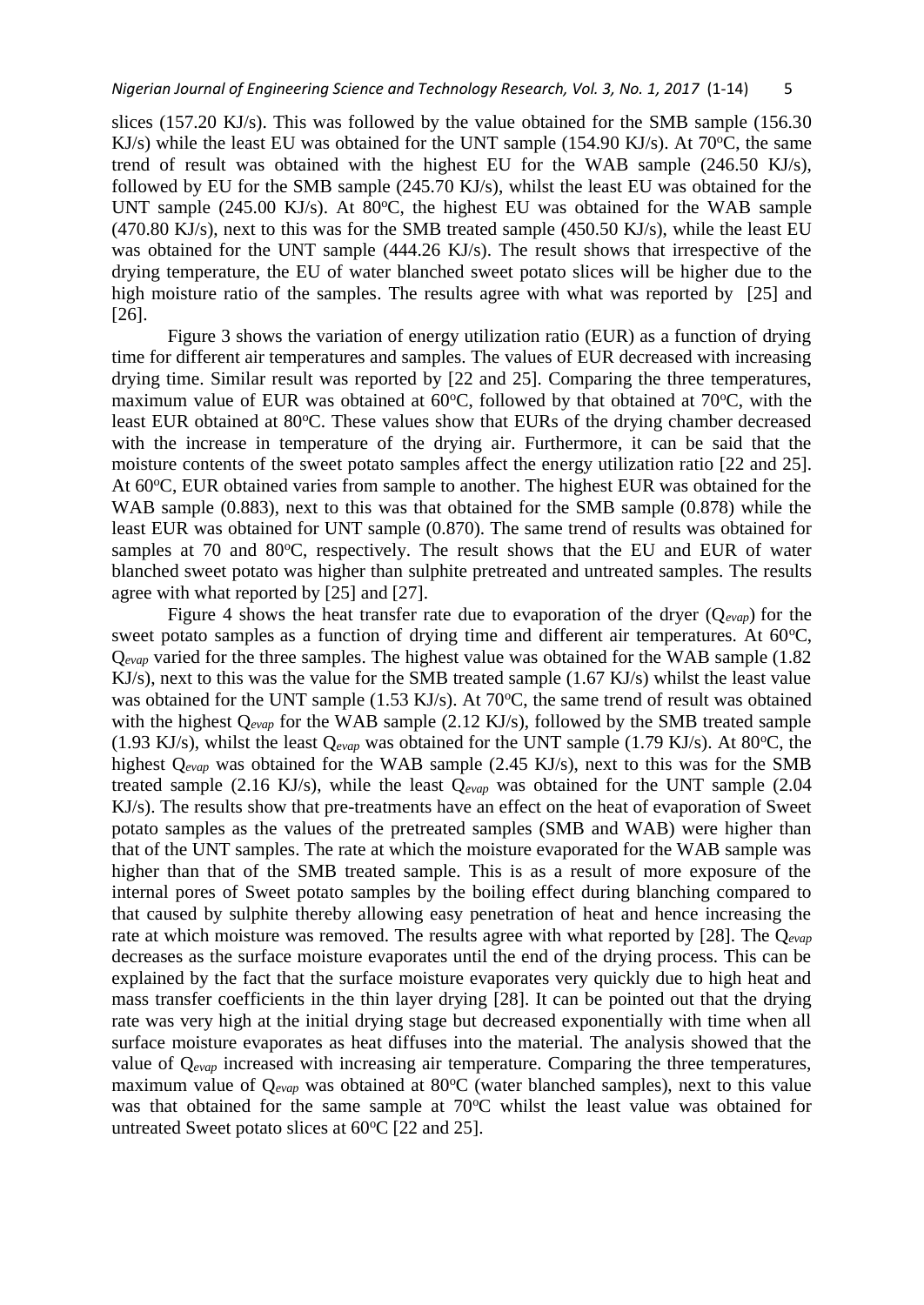slices (157.20 KJ/s). This was followed by the value obtained for the SMB sample (156.30 KJ/s) while the least EU was obtained for the UNT sample (154.90 KJ/s). At 70$^o$C, the same trend of result was obtained with the highest EU for the WAB sample (246.50 KJ/s), followed by EU for the SMB sample (245.70 KJ/s), whilst the least EU was obtained for the UNT sample (245.00 KJ/s). At 80$^o$C, the highest EU was obtained for the WAB sample (470.80 KJ/s), next to this was for the SMB treated sample (450.50 KJ/s), while the least EU was obtained for the UNT sample (444.26 KJ/s). The result shows that irrespective of the drying temperature, the EU of water blanched sweet potato slices will be higher due to the high moisture ratio of the samples. The results agree with what was reported by [25] and [26].

Figure 3 shows the variation of energy utilization ratio (EUR) as a function of drying time for different air temperatures and samples. The values of EUR decreased with increasing drying time. Similar result was reported by [22 and 25]. Comparing the three temperatures, maximum value of EUR was obtained at 60$^o$C, followed by that obtained at 70$^o$C, with the least EUR obtained at 80$^o$C. These values show that EURs of the drying chamber decreased with the increase in temperature of the drying air. Furthermore, it can be said that the moisture contents of the sweet potato samples affect the energy utilization ratio [22 and 25]. At 60$^o$C, EUR obtained varies from sample to another. The highest EUR was obtained for the WAB sample (0.883), next to this was that obtained for the SMB sample (0.878) while the least EUR was obtained for UNT sample (0.870). The same trend of results was obtained for samples at 70 and 80$^o$C, respectively. The result shows that the EU and EUR of water blanched sweet potato was higher than sulphite pretreated and untreated samples. The results agree with what reported by [25] and [27].

Figure 4 shows the heat transfer rate due to evaporation of the dryer ($Q_{evap}$) for the sweet potato samples as a function of drying time and different air temperatures. At 60$^o$C, $Q_{evap}$ varied for the three samples. The highest value was obtained for the WAB sample (1.82 KJ/s), next to this was the value for the SMB treated sample (1.67 KJ/s) whilst the least value was obtained for the UNT sample (1.53 KJ/s). At 70$^o$C, the same trend of result was obtained with the highest $Q_{evap}$ for the WAB sample (2.12 KJ/s), followed by the SMB treated sample (1.93 KJ/s), whilst the least $Q_{evap}$ was obtained for the UNT sample (1.79 KJ/s). At 80$^o$C, the highest $Q_{evap}$ was obtained for the WAB sample (2.45 KJ/s), next to this was for the SMB treated sample (2.16 KJ/s), while the least $Q_{evap}$ was obtained for the UNT sample (2.04 KJ/s). The results show that pre-treatments have an effect on the heat of evaporation of Sweet potato samples as the values of the pretreated samples (SMB and WAB) were higher than that of the UNT samples. The rate at which the moisture evaporated for the WAB sample was higher than that of the SMB treated sample. This is as a result of more exposure of the internal pores of Sweet potato samples by the boiling effect during blanching compared to that caused by sulphite thereby allowing easy penetration of heat and hence increasing the rate at which moisture was removed. The results agree with what reported by [28]. The $Q_{evap}$ decreases as the surface moisture evaporates until the end of the drying process. This can be explained by the fact that the surface moisture evaporates very quickly due to high heat and mass transfer coefficients in the thin layer drying [28]. It can be pointed out that the drying rate was very high at the initial drying stage but decreased exponentially with time when all surface moisture evaporates as heat diffuses into the material. The analysis showed that the value of $Q_{evap}$ increased with increasing air temperature. Comparing the three temperatures, maximum value of $Q_{evap}$ was obtained at 80$^o$C (water blanched samples), next to this value was that obtained for the same sample at 70$^o$C whilst the least value was obtained for untreated Sweet potato slices at 60$^o$C [22 and 25].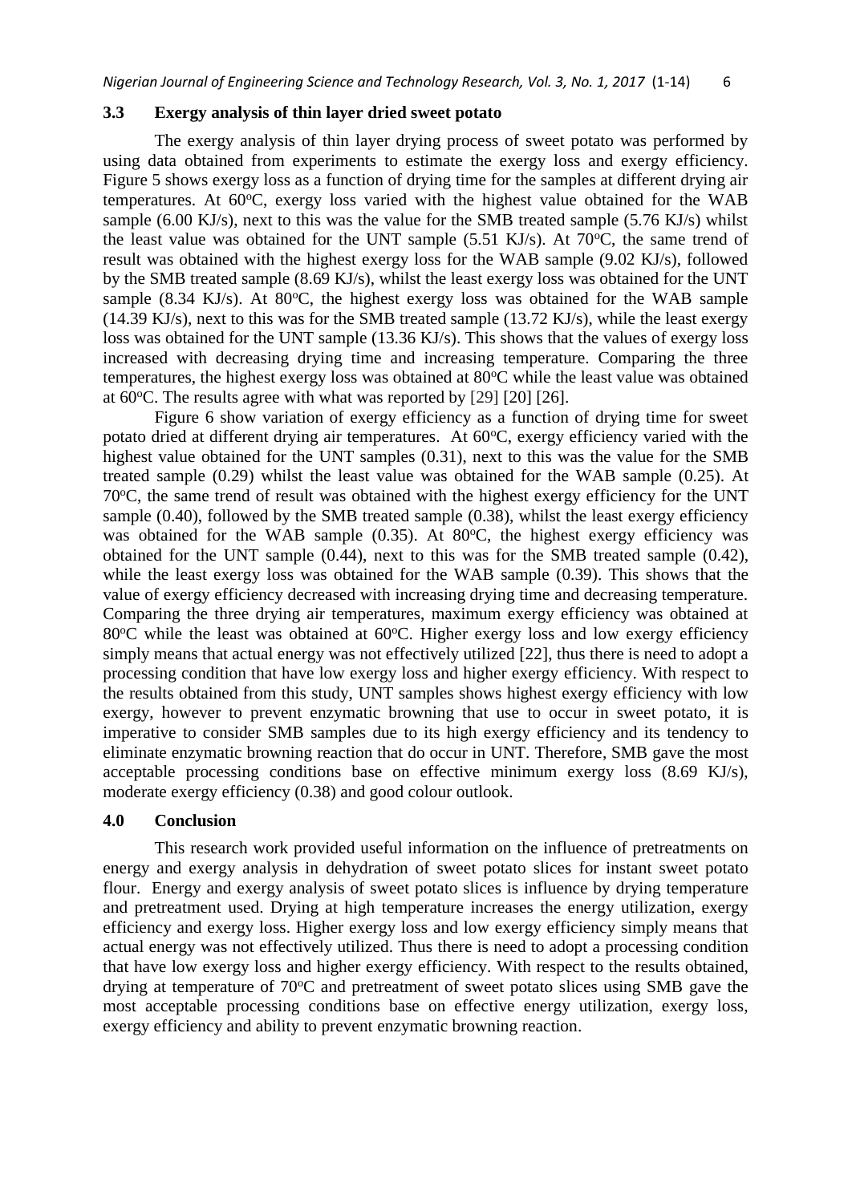### 3.3 Exergy analysis of thin layer dried sweet potato

The exergy analysis of thin layer drying process of sweet potato was performed by using data obtained from experiments to estimate the exergy loss and exergy efficiency. Figure 5 shows exergy loss as a function of drying time for the samples at different drying air temperatures. At 60°C, exergy loss varied with the highest value obtained for the WAB sample (6.00 KJ/s), next to this was the value for the SMB treated sample (5.76 KJ/s) whilst the least value was obtained for the UNT sample (5.51 KJ/s). At 70°C, the same trend of result was obtained with the highest exergy loss for the WAB sample (9.02 KJ/s), followed by the SMB treated sample (8.69 KJ/s), whilst the least exergy loss was obtained for the UNT sample (8.34 KJ/s). At 80°C, the highest exergy loss was obtained for the WAB sample (14.39 KJ/s), next to this was for the SMB treated sample (13.72 KJ/s), while the least exergy loss was obtained for the UNT sample (13.36 KJ/s). This shows that the values of exergy loss increased with decreasing drying time and increasing temperature. Comparing the three temperatures, the highest exergy loss was obtained at 80°C while the least value was obtained at 60°C. The results agree with what was reported by [29] [20] [26].

Figure 6 show variation of exergy efficiency as a function of drying time for sweet potato dried at different drying air temperatures. At 60°C, exergy efficiency varied with the highest value obtained for the UNT samples (0.31), next to this was the value for the SMB treated sample (0.29) whilst the least value was obtained for the WAB sample (0.25). At 70°C, the same trend of result was obtained with the highest exergy efficiency for the UNT sample (0.40), followed by the SMB treated sample (0.38), whilst the least exergy efficiency was obtained for the WAB sample (0.35). At 80°C, the highest exergy efficiency was obtained for the UNT sample (0.44), next to this was for the SMB treated sample (0.42), while the least exergy loss was obtained for the WAB sample (0.39). This shows that the value of exergy efficiency decreased with increasing drying time and decreasing temperature. Comparing the three drying air temperatures, maximum exergy efficiency was obtained at 80°C while the least was obtained at 60°C. Higher exergy loss and low exergy efficiency simply means that actual energy was not effectively utilized [22], thus there is need to adopt a processing condition that have low exergy loss and higher exergy efficiency. With respect to the results obtained from this study, UNT samples shows highest exergy efficiency with low exergy, however to prevent enzymatic browning that use to occur in sweet potato, it is imperative to consider SMB samples due to its high exergy efficiency and its tendency to eliminate enzymatic browning reaction that do occur in UNT. Therefore, SMB gave the most acceptable processing conditions base on effective minimum exergy loss (8.69 KJ/s), moderate exergy efficiency (0.38) and good colour outlook.

## 4.0 Conclusion

This research work provided useful information on the influence of pretreatments on energy and exergy analysis in dehydration of sweet potato slices for instant sweet potato flour. Energy and exergy analysis of sweet potato slices is influence by drying temperature and pretreatment used. Drying at high temperature increases the energy utilization, exergy efficiency and exergy loss. Higher exergy loss and low exergy efficiency simply means that actual energy was not effectively utilized. Thus there is need to adopt a processing condition that have low exergy loss and higher exergy efficiency. With respect to the results obtained, drying at temperature of 70°C and pretreatment of sweet potato slices using SMB gave the most acceptable processing conditions base on effective energy utilization, exergy loss, exergy efficiency and ability to prevent enzymatic browning reaction.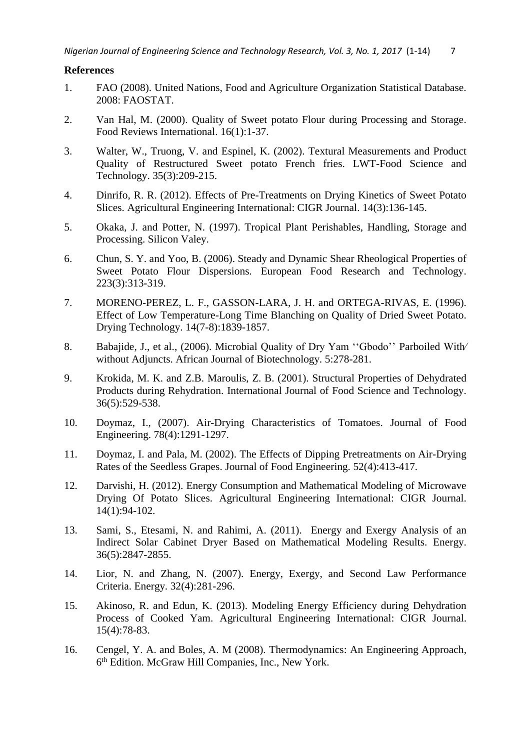**References**

1. FAO (2008). United Nations, Food and Agriculture Organization Statistical Database. 2008: FAOSTAT.
2. Van Hal, M. (2000). Quality of Sweet potato Flour during Processing and Storage. Food Reviews International. 16(1):1-37.
3. Walter, W., Truong, V. and Espinel, K. (2002). Textural Measurements and Product Quality of Restructured Sweet potato French fries. LWT-Food Science and Technology. 35(3):209-215.
4. Dinrifo, R. R. (2012). Effects of Pre-Treatments on Drying Kinetics of Sweet Potato Slices. Agricultural Engineering International: CIGR Journal. 14(3):136-145.
5. Okaka, J. and Potter, N. (1997). Tropical Plant Perishables, Handling, Storage and Processing. Silicon Valey.
6. Chun, S. Y. and Yoo, B. (2006). Steady and Dynamic Shear Rheological Properties of Sweet Potato Flour Dispersions. European Food Research and Technology. 223(3):313-319.
7. MORENO-PEREZ, L. F., GASSON-LARA, J. H. and ORTEGA-RIVAS, E. (1996). Effect of Low Temperature-Long Time Blanching on Quality of Dried Sweet Potato. Drying Technology. 14(7-8):1839-1857.
8. Babajide, J., et al., (2006). Microbial Quality of Dry Yam ''Gbodo'' Parboiled With/without Adjuncts. African Journal of Biotechnology. 5:278-281.
9. Krokida, M. K. and Z.B. Maroulis, Z. B. (2001). Structural Properties of Dehydrated Products during Rehydration. International Journal of Food Science and Technology. 36(5):529-538.
10. Doymaz, I., (2007). Air-Drying Characteristics of Tomatoes. Journal of Food Engineering. 78(4):1291-1297.
11. Doymaz, I. and Pala, M. (2002). The Effects of Dipping Pretreatments on Air-Drying Rates of the Seedless Grapes. Journal of Food Engineering. 52(4):413-417.
12. Darvishi, H. (2012). Energy Consumption and Mathematical Modeling of Microwave Drying Of Potato Slices. Agricultural Engineering International: CIGR Journal. 14(1):94-102.
13. Sami, S., Etesami, N. and Rahimi, A. (2011). Energy and Exergy Analysis of an Indirect Solar Cabinet Dryer Based on Mathematical Modeling Results. Energy. 36(5):2847-2855.
14. Lior, N. and Zhang, N. (2007). Energy, Exergy, and Second Law Performance Criteria. Energy. 32(4):281-296.
15. Akinoso, R. and Edun, K. (2013). Modeling Energy Efficiency during Dehydration Process of Cooked Yam. Agricultural Engineering International: CIGR Journal. 15(4):78-83.
16. Cengel, Y. A. and Boles, A. M (2008). Thermodynamics: An Engineering Approach, 6th Edition. McGraw Hill Companies, Inc., New York.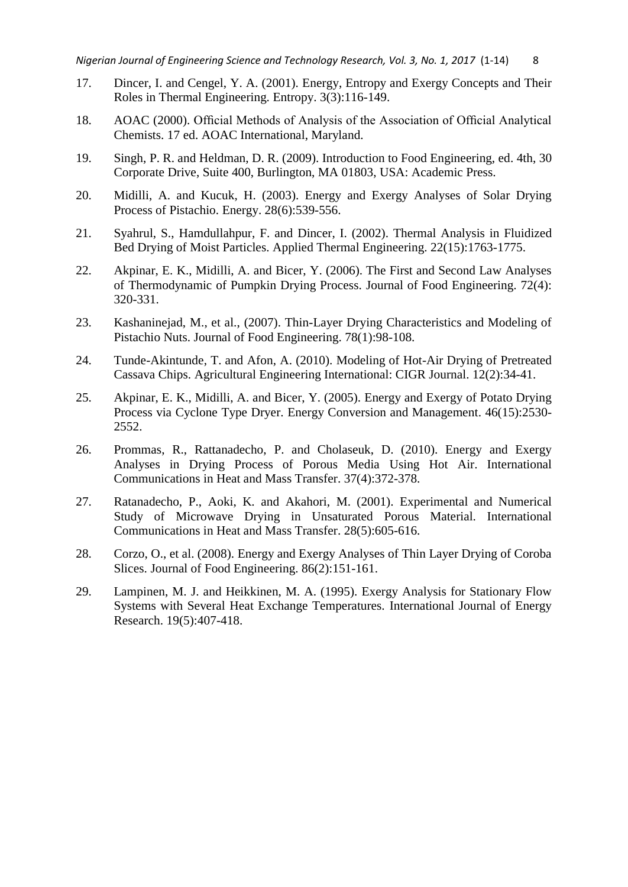17. Dincer, I. and Cengel, Y. A. (2001). Energy, Entropy and Exergy Concepts and Their Roles in Thermal Engineering. Entropy. 3(3):116-149.

18. AOAC (2000). Official Methods of Analysis of the Association of Official Analytical Chemists. 17 ed. AOAC International, Maryland.

19. Singh, P. R. and Heldman, D. R. (2009). Introduction to Food Engineering, ed. 4th, 30 Corporate Drive, Suite 400, Burlington, MA 01803, USA: Academic Press.

20. Midilli, A. and Kucuk, H. (2003). Energy and Exergy Analyses of Solar Drying Process of Pistachio. Energy. 28(6):539-556.

21. Syahrul, S., Hamdullahpur, F. and Dincer, I. (2002). Thermal Analysis in Fluidized Bed Drying of Moist Particles. Applied Thermal Engineering. 22(15):1763-1775.

22. Akpinar, E. K., Midilli, A. and Bicer, Y. (2006). The First and Second Law Analyses of Thermodynamic of Pumpkin Drying Process. Journal of Food Engineering. 72(4): 320-331.

23. Kashaninejad, M., et al., (2007). Thin-Layer Drying Characteristics and Modeling of Pistachio Nuts. Journal of Food Engineering. 78(1):98-108.

24. Tunde-Akintunde, T. and Afon, A. (2010). Modeling of Hot-Air Drying of Pretreated Cassava Chips. Agricultural Engineering International: CIGR Journal. 12(2):34-41.

25. Akpinar, E. K., Midilli, A. and Bicer, Y. (2005). Energy and Exergy of Potato Drying Process via Cyclone Type Dryer. Energy Conversion and Management. 46(15):2530-2552.

26. Prommas, R., Rattanadecho, P. and Cholaseuk, D. (2010). Energy and Exergy Analyses in Drying Process of Porous Media Using Hot Air. International Communications in Heat and Mass Transfer. 37(4):372-378.

27. Ratanadecho, P., Aoki, K. and Akahori, M. (2001). Experimental and Numerical Study of Microwave Drying in Unsaturated Porous Material. International Communications in Heat and Mass Transfer. 28(5):605-616.

28. Corzo, O., et al. (2008). Energy and Exergy Analyses of Thin Layer Drying of Coroba Slices. Journal of Food Engineering. 86(2):151-161.

29. Lampinen, M. J. and Heikkinen, M. A. (1995). Exergy Analysis for Stationary Flow Systems with Several Heat Exchange Temperatures. International Journal of Energy Research. 19(5):407-418.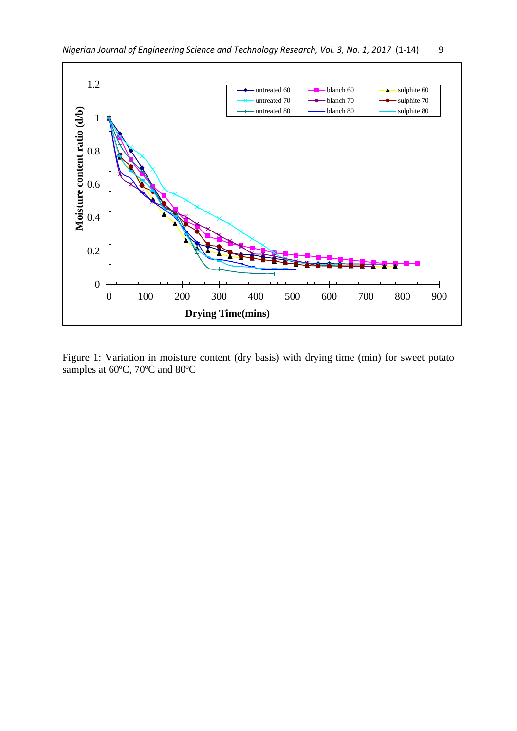Figure 1: Variation in moisture content (dry basis) with drying time (min) for sweet potato samples at 60ºC, 70ºC and 80ºC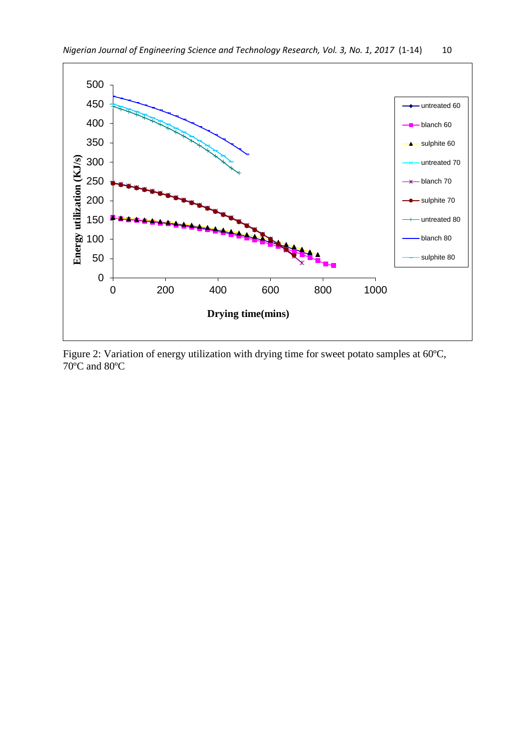Figure 2: Variation of energy utilization with drying time for sweet potato samples at 60ºC, 70ºC and 80ºC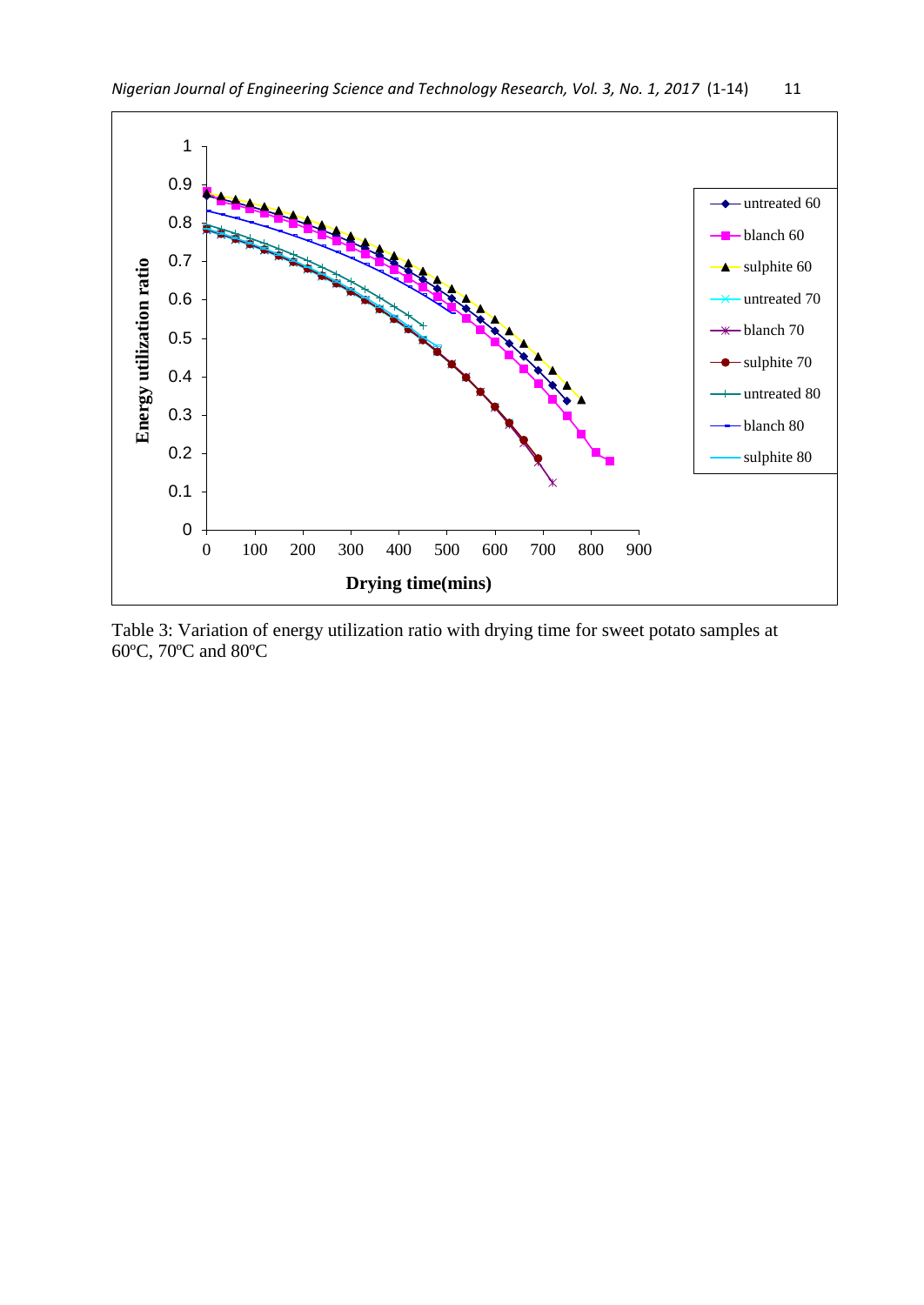Table 3: Variation of energy utilization ratio with drying time for sweet potato samples at 60ºC, 70ºC and 80ºC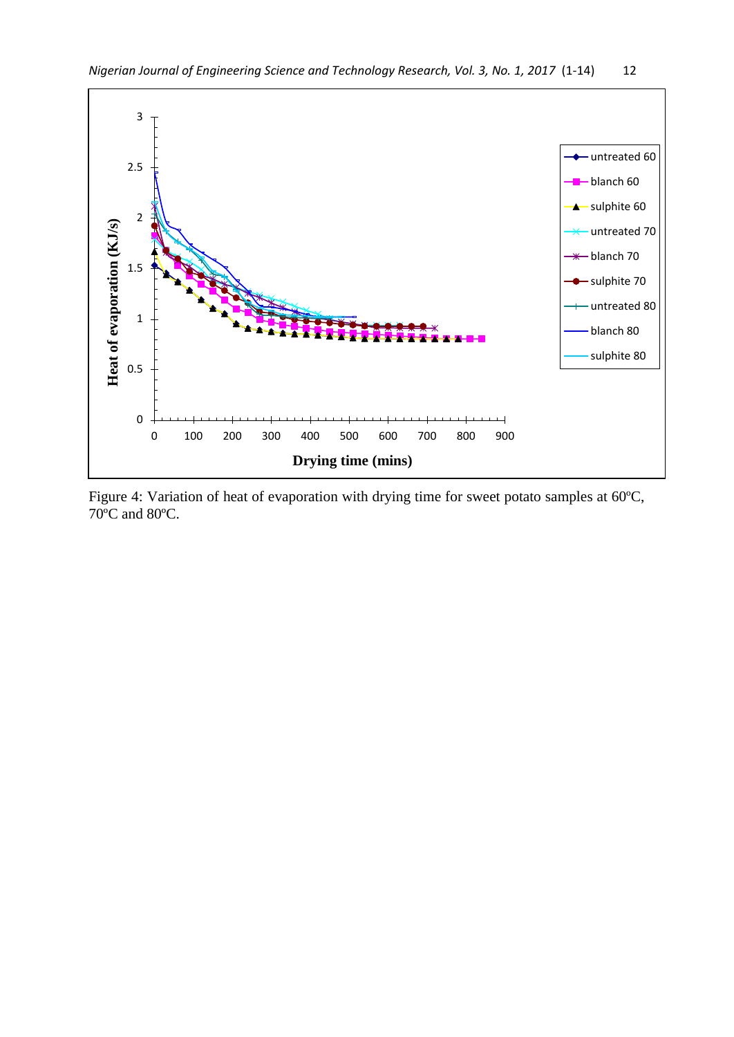Figure 4: Variation of heat of evaporation with drying time for sweet potato samples at 60ºC, 70ºC and 80ºC.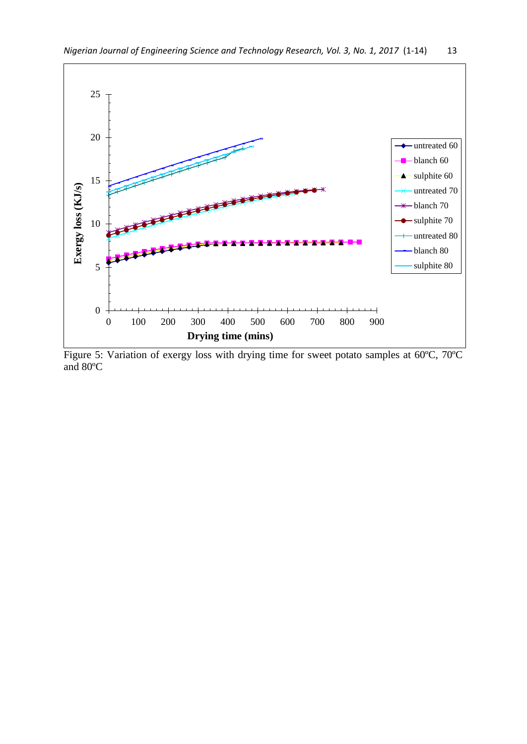Figure 5: Variation of exergy loss with drying time for sweet potato samples at 60ºC, 70ºC and 80ºC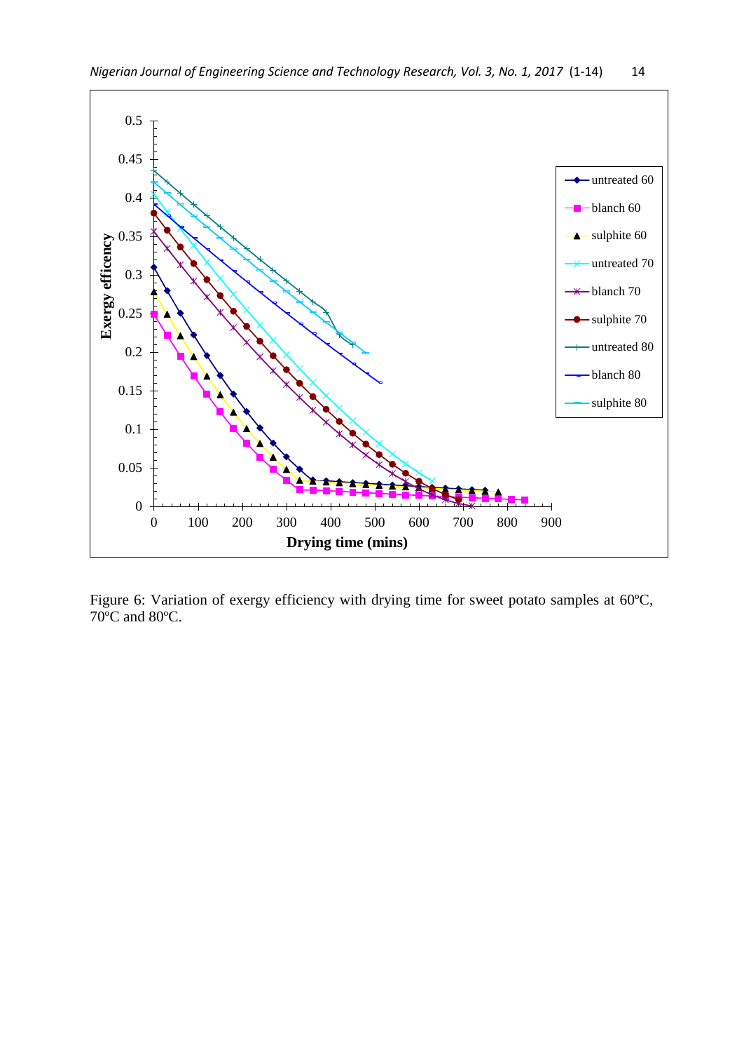0.5
0.45
0.4
0.35
0.3
0.25
0.2
0.15
0.1
0.05
0

Exergy efficency

0 100 200 300 400 500 600 700 800 900

Drying time (mins)

untreated 60
blanch 60
sulphite 60
untreated 70
blanch 70
sulphite 70
untreated 80
blanch 80
sulphite 80

Figure 6: Variation of exergy efficiency with drying time for sweet potato samples at 60ºC, 70ºC and 80ºC.